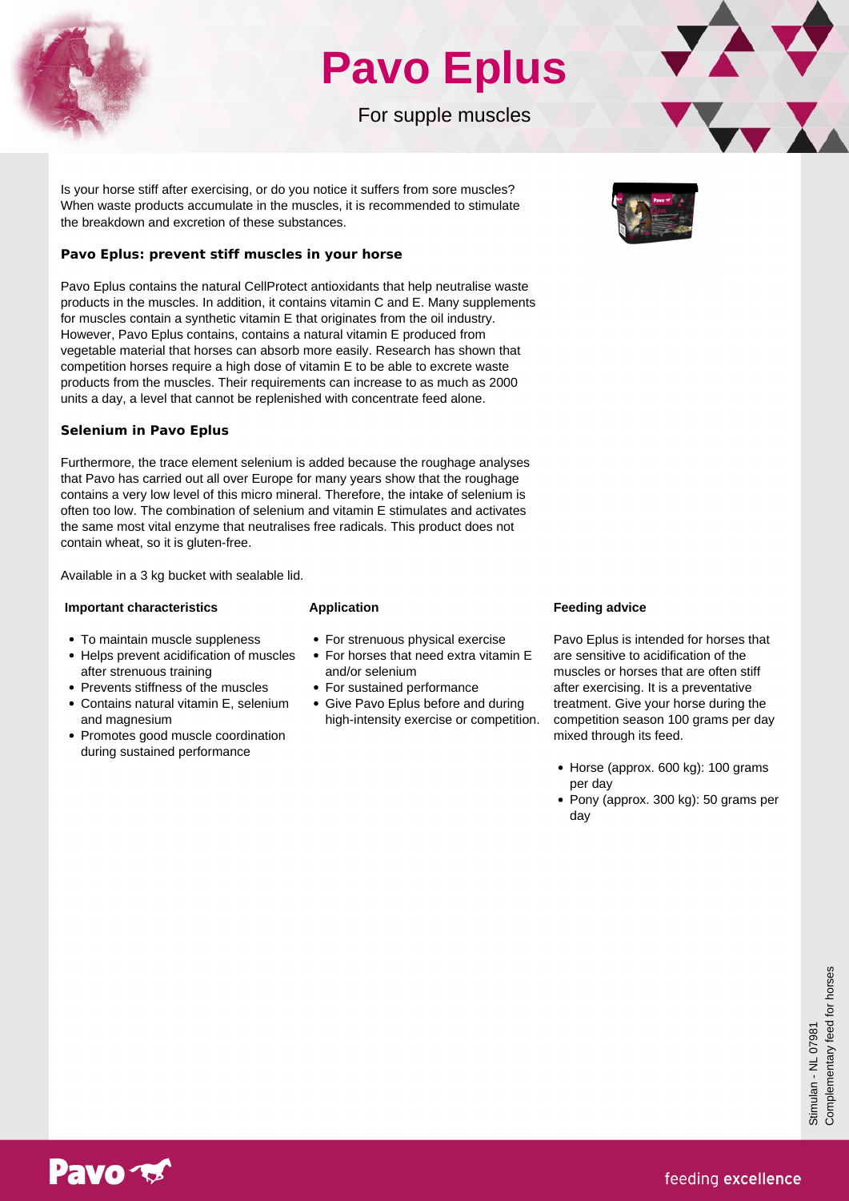# Pavo Eplus

For supple muscles

Is your horse stiff after exercising, or do you notice it suffers from sore muscles? When waste products accumulate in the muscles, it is recommended to stimulate the breakdown and excretion of these substances.

### Pavo Eplus: prevent stiff muscles in your horse

Pavo Eplus contains the natural CellProtect antioxidants that help neutralise waste products in the muscles. In addition, it contains vitamin C and E. Many supplements for muscles contain a synthetic vitamin E that originates from the oil industry. However, Pavo Eplus contains, contains a natural vitamin E produced from vegetable material that horses can absorb more easily. Research has shown that competition horses require a high dose of vitamin E to be able to excrete waste products from the muscles. Their requirements can increase to as much as 2000 units a day, a level that cannot be replenished with concentrate feed alone.

### Selenium in Pavo Eplus

Furthermore, the trace element selenium is added because the roughage analyses that Pavo has carried out all over Europe for many years show that the roughage contains a very low level of this micro mineral. Therefore, the intake of selenium is often too low. The combination of selenium and vitamin E stimulates and activates the same most vital enzyme that neutralises free radicals. This product does not contain wheat, so it is gluten-free.

Available in a 3 kg bucket with sealable lid.

#### Important characteristics

- To maintain muscle suppleness
- Helps prevent acidification of muscles after strenuous training
- Prevents stiffness of the muscles
- Contains natural vitamin E, selenium and magnesium
- Promotes good muscle coordination during sustained performance

#### Application

- For strenuous physical exercise
- For horses that need extra vitamin E and/or selenium
- For sustained performance
- Give Pavo Eplus before and during high-intensity exercise or competition.

#### Feeding advice

Pavo Eplus is intended for horses that are sensitive to acidification of the muscles or horses that are often stiff after exercising. It is a preventative treatment. Give your horse during the competition season 100 grams per day mixed through its feed.

- Horse (approx. 600 kg): 100 grams per day
- Pony (approx. 300 kg): 50 grams per day

Stimulan - NL 07981
Complementary feed for horses

Pavo

feeding excellence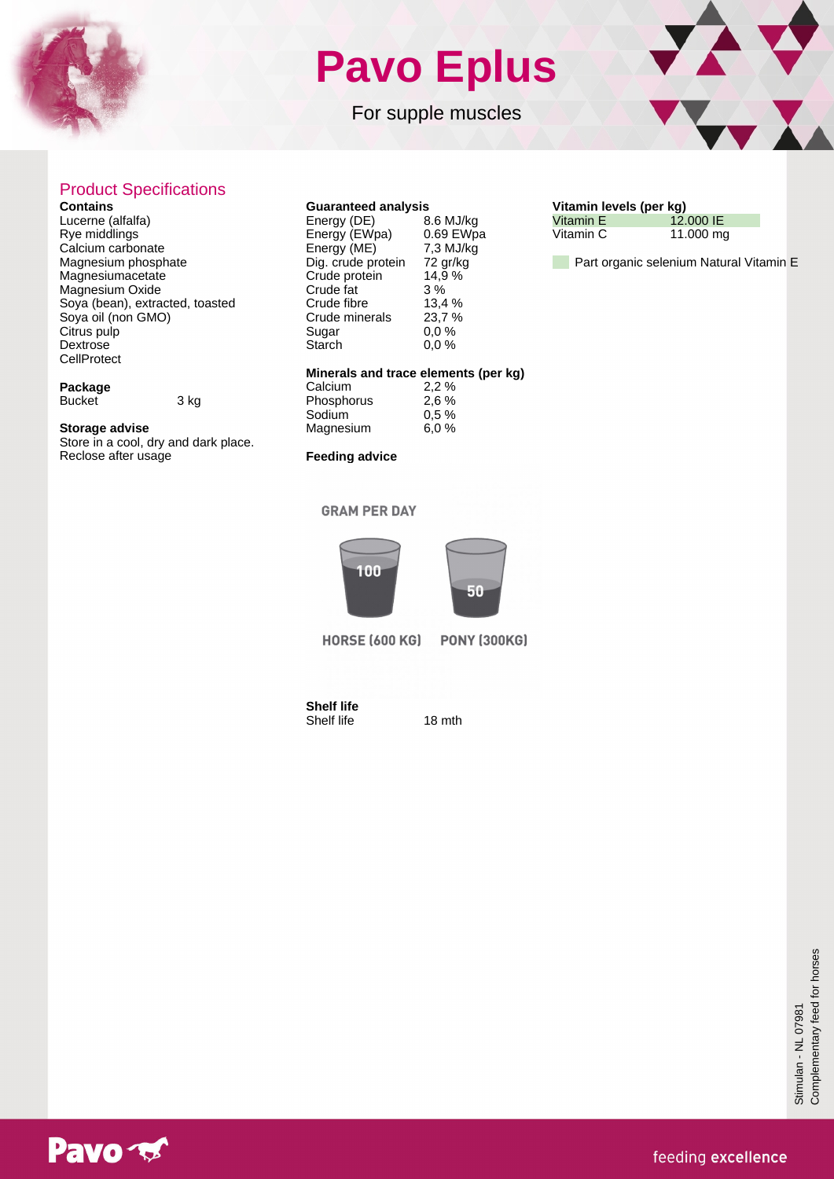# Pavo Eplus

For supple muscles

## Product Specifications

**Contains**

Lucerne (alfalfa)
Rye middlings
Calcium carbonate
Magnesium phosphate
Magnesiumacetate
Magnesium Oxide
Soya (bean), extracted, toasted
Soya oil (non GMO)
Citrus pulp
Dextrose
CellProtect

**Package**

| | |
|---|---|
| Bucket | 3 kg |

**Storage advise**

Store in a cool, dry and dark place.
Reclose after usage

**Guaranteed analysis**

| | |
|---|---|
| Energy (DE) | 8.6 MJ/kg |
| Energy (EWpa) | 0.69 EWpa |
| Energy (ME) | 7,3 MJ/kg |
| Dig. crude protein | 72 gr/kg |
| Crude protein | 14,9 % |
| Crude fat | 3 % |
| Crude fibre | 13,4 % |
| Crude minerals | 23,7 % |
| Sugar | 0,0 % |
| Starch | 0,0 % |

**Minerals and trace elements (per kg)**

| | |
|---|---|
| Calcium | 2,2 % |
| Phosphorus | 2,6 % |
| Sodium | 0,5 % |
| Magnesium | 6,0 % |

**Feeding advice**

GRAM PER DAY

100
HORSE (600 KG)

50
PONY (300KG)

**Shelf life**

| | |
|---|---|
| Shelf life | 18 mth |

**Vitamin levels (per kg)**

| | |
|---|---|
| Vitamin E | 12.000 IE |
| Vitamin C | 11.000 mg |

Part organic selenium Natural Vitamin E

Stimulan - NL 07981
Complementary feed for horses

Pavo

feeding **excellence**